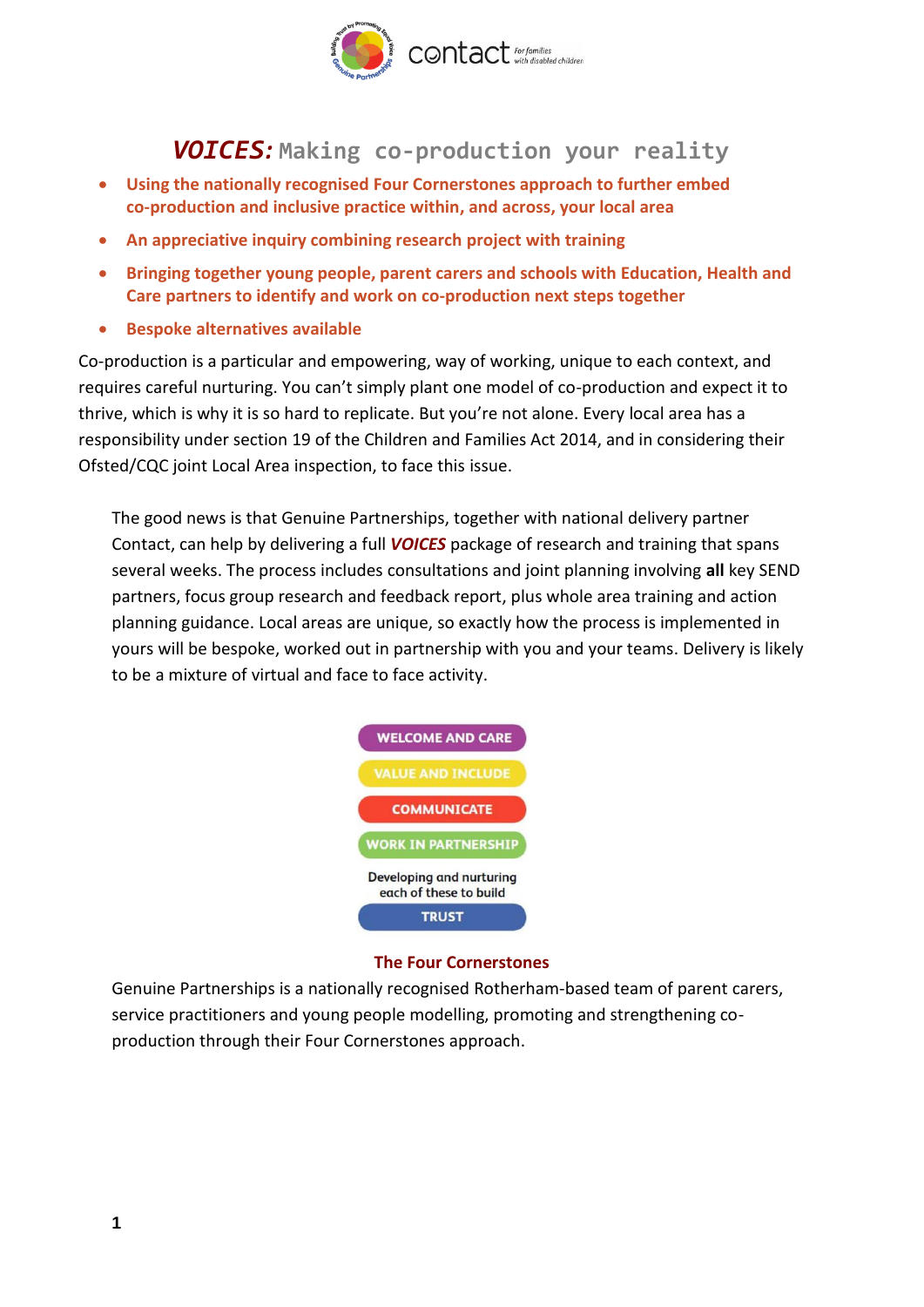# ***VOICES:*** Making co-production your reality

- **Using the nationally recognised Four Cornerstones approach to further embed co-production and inclusive practice within, and across, your local area**
- **An appreciative inquiry combining research project with training**
- **Bringing together young people, parent carers and schools with Education, Health and Care partners to identify and work on co-production next steps together**
- **Bespoke alternatives available**

Co-production is a particular and empowering, way of working, unique to each context, and requires careful nurturing. You can't simply plant one model of co-production and expect it to thrive, which is why it is so hard to replicate. But you're not alone. Every local area has a responsibility under section 19 of the Children and Families Act 2014, and in considering their Ofsted/CQC joint Local Area inspection, to face this issue.

The good news is that Genuine Partnerships, together with national delivery partner Contact, can help by delivering a full ***VOICES*** package of research and training that spans several weeks. The process includes consultations and joint planning involving **all** key SEND partners, focus group research and feedback report, plus whole area training and action planning guidance. Local areas are unique, so exactly how the process is implemented in yours will be bespoke, worked out in partnership with you and your teams. Delivery is likely to be a mixture of virtual and face to face activity.

- WELCOME AND CARE
- VALUE AND INCLUDE
- COMMUNICATE
- WORK IN PARTNERSHIP

Developing and nurturing each of these to build

TRUST

**The Four Cornerstones**

Genuine Partnerships is a nationally recognised Rotherham-based team of parent carers, service practitioners and young people modelling, promoting and strengthening co-production through their Four Cornerstones approach.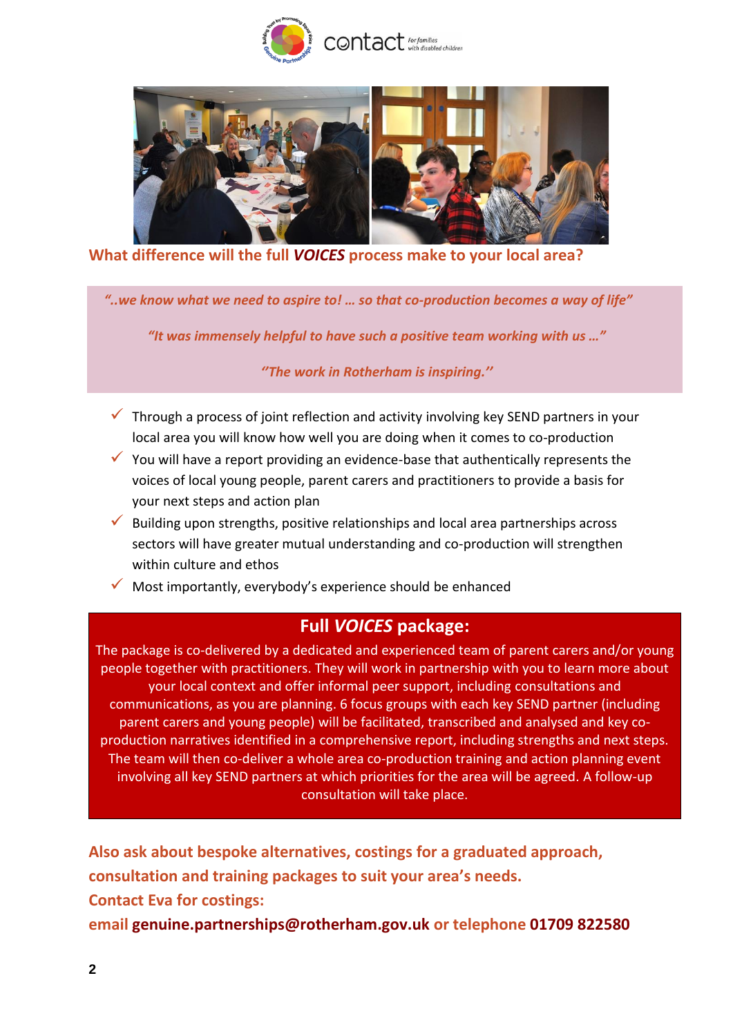## What difference will the full *VOICES* process make to your local area?

*"..we know what we need to aspire to! … so that co-production becomes a way of life"*

*"It was immensely helpful to have such a positive team working with us …"*

*"The work in Rotherham is inspiring."*

- ✓ Through a process of joint reflection and activity involving key SEND partners in your local area you will know how well you are doing when it comes to co-production
- ✓ You will have a report providing an evidence-base that authentically represents the voices of local young people, parent carers and practitioners to provide a basis for your next steps and action plan
- ✓ Building upon strengths, positive relationships and local area partnerships across sectors will have greater mutual understanding and co-production will strengthen within culture and ethos
- ✓ Most importantly, everybody's experience should be enhanced

## Full *VOICES* package:

The package is co-delivered by a dedicated and experienced team of parent carers and/or young people together with practitioners. They will work in partnership with you to learn more about your local context and offer informal peer support, including consultations and communications, as you are planning. 6 focus groups with each key SEND partner (including parent carers and young people) will be facilitated, transcribed and analysed and key co-production narratives identified in a comprehensive report, including strengths and next steps. The team will then co-deliver a whole area co-production training and action planning event involving all key SEND partners at which priorities for the area will be agreed. A follow-up consultation will take place.

**Also ask about bespoke alternatives, costings for a graduated approach, consultation and training packages to suit your area's needs.**

**Contact Eva for costings:**

**email genuine.partnerships@rotherham.gov.uk or telephone 01709 822580**